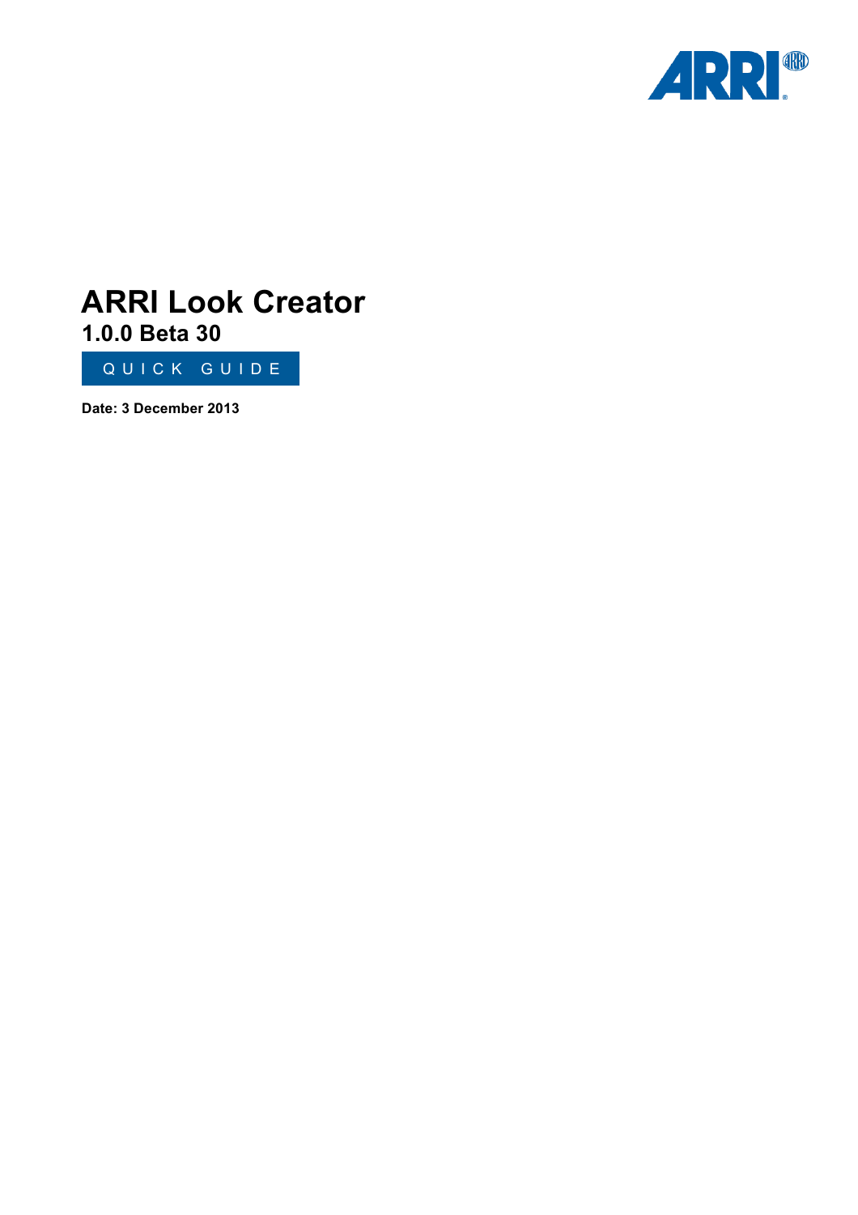# ARRI Look Creator

## 1.0.0 Beta 30

QUICK GUIDE

**Date: 3 December 2013**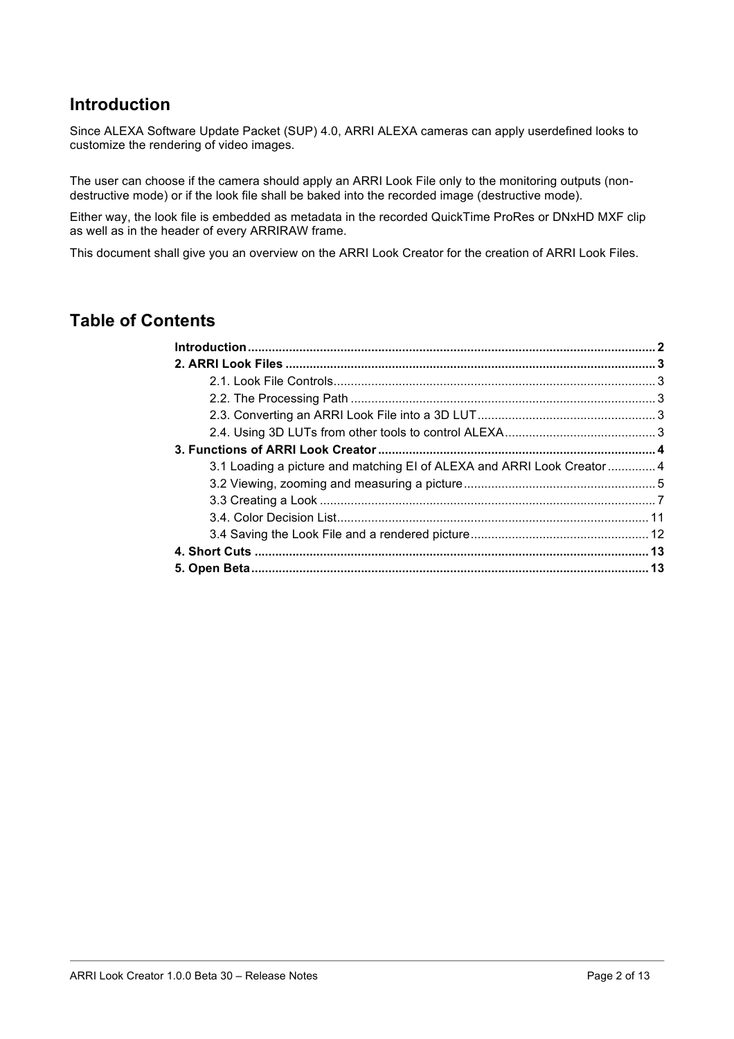## Introduction

Since ALEXA Software Update Packet (SUP) 4.0, ARRI ALEXA cameras can apply userdefined looks to customize the rendering of video images.

The user can choose if the camera should apply an ARRI Look File only to the monitoring outputs (non-destructive mode) or if the look file shall be baked into the recorded image (destructive mode).

Either way, the look file is embedded as metadata in the recorded QuickTime ProRes or DNxHD MXF clip as well as in the header of every ARRIRAW frame.

This document shall give you an overview on the ARRI Look Creator for the creation of ARRI Look Files.

## Table of Contents

**Introduction** .......... **2**
**2. ARRI Look Files** .......... **3**
- 2.1. Look File Controls .......... 3
- 2.2. The Processing Path .......... 3
- 2.3. Converting an ARRI Look File into a 3D LUT .......... 3
- 2.4. Using 3D LUTs from other tools to control ALEXA .......... 3

**3. Functions of ARRI Look Creator** .......... **4**
- 3.1 Loading a picture and matching EI of ALEXA and ARRI Look Creator .......... 4
- 3.2 Viewing, zooming and measuring a picture .......... 5
- 3.3 Creating a Look .......... 7
- 3.4. Color Decision List .......... 11
- 3.4 Saving the Look File and a rendered picture .......... 12

**4. Short Cuts** .......... **13**
**5. Open Beta** .......... **13**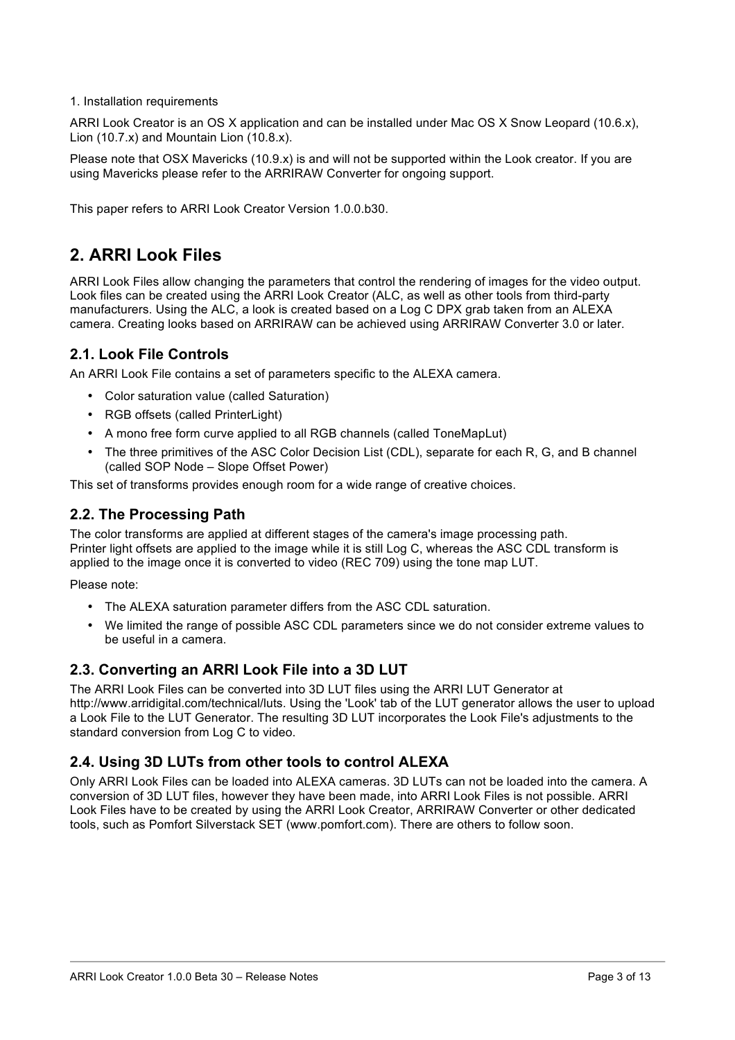1. Installation requirements

ARRI Look Creator is an OS X application and can be installed under Mac OS X Snow Leopard (10.6.x), Lion (10.7.x) and Mountain Lion (10.8.x).

Please note that OSX Mavericks (10.9.x) is and will not be supported within the Look creator. If you are using Mavericks please refer to the ARRIRAW Converter for ongoing support.

This paper refers to ARRI Look Creator Version 1.0.0.b30.

# 2. ARRI Look Files

ARRI Look Files allow changing the parameters that control the rendering of images for the video output. Look files can be created using the ARRI Look Creator (ALC, as well as other tools from third-party manufacturers. Using the ALC, a look is created based on a Log C DPX grab taken from an ALEXA camera. Creating looks based on ARRIRAW can be achieved using ARRIRAW Converter 3.0 or later.

## 2.1. Look File Controls

An ARRI Look File contains a set of parameters specific to the ALEXA camera.

- Color saturation value (called Saturation)
- RGB offsets (called PrinterLight)
- A mono free form curve applied to all RGB channels (called ToneMapLut)
- The three primitives of the ASC Color Decision List (CDL), separate for each R, G, and B channel (called SOP Node – Slope Offset Power)

This set of transforms provides enough room for a wide range of creative choices.

## 2.2. The Processing Path

The color transforms are applied at different stages of the camera's image processing path. Printer light offsets are applied to the image while it is still Log C, whereas the ASC CDL transform is applied to the image once it is converted to video (REC 709) using the tone map LUT.

Please note:

- The ALEXA saturation parameter differs from the ASC CDL saturation.
- We limited the range of possible ASC CDL parameters since we do not consider extreme values to be useful in a camera.

## 2.3. Converting an ARRI Look File into a 3D LUT

The ARRI Look Files can be converted into 3D LUT files using the ARRI LUT Generator at http://www.arridigital.com/technical/luts. Using the 'Look' tab of the LUT generator allows the user to upload a Look File to the LUT Generator. The resulting 3D LUT incorporates the Look File's adjustments to the standard conversion from Log C to video.

## 2.4. Using 3D LUTs from other tools to control ALEXA

Only ARRI Look Files can be loaded into ALEXA cameras. 3D LUTs can not be loaded into the camera. A conversion of 3D LUT files, however they have been made, into ARRI Look Files is not possible. ARRI Look Files have to be created by using the ARRI Look Creator, ARRIRAW Converter or other dedicated tools, such as Pomfort Silverstack SET (www.pomfort.com). There are others to follow soon.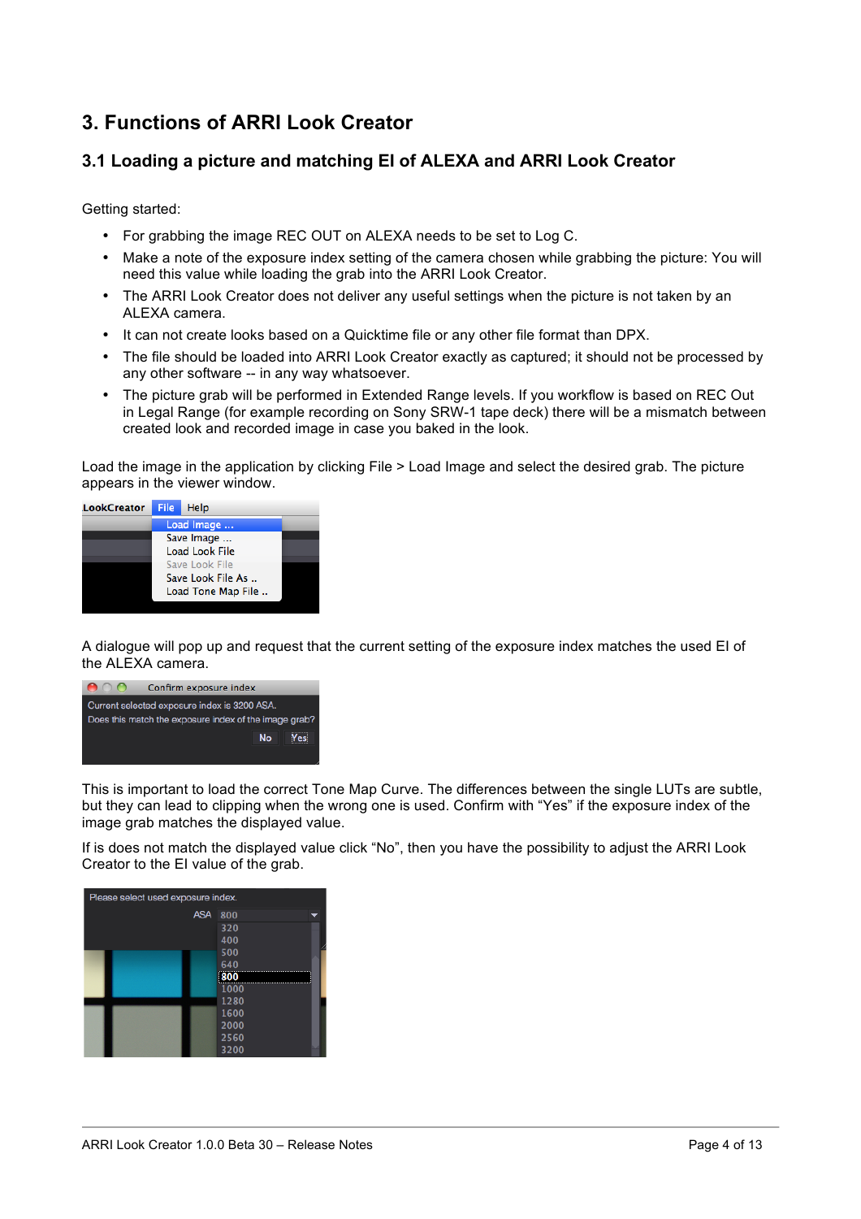# 3. Functions of ARRI Look Creator

## 3.1 Loading a picture and matching EI of ALEXA and ARRI Look Creator

Getting started:

- For grabbing the image REC OUT on ALEXA needs to be set to Log C.
- Make a note of the exposure index setting of the camera chosen while grabbing the picture: You will need this value while loading the grab into the ARRI Look Creator.
- The ARRI Look Creator does not deliver any useful settings when the picture is not taken by an ALEXA camera.
- It can not create looks based on a Quicktime file or any other file format than DPX.
- The file should be loaded into ARRI Look Creator exactly as captured; it should not be processed by any other software -- in any way whatsoever.
- The picture grab will be performed in Extended Range levels. If you workflow is based on REC Out in Legal Range (for example recording on Sony SRW-1 tape deck) there will be a mismatch between created look and recorded image in case you baked in the look.

Load the image in the application by clicking File > Load Image and select the desired grab. The picture appears in the viewer window.

A dialogue will pop up and request that the current setting of the exposure index matches the used EI of the ALEXA camera.

This is important to load the correct Tone Map Curve. The differences between the single LUTs are subtle, but they can lead to clipping when the wrong one is used. Confirm with "Yes" if the exposure index of the image grab matches the displayed value.

If is does not match the displayed value click "No", then you have the possibility to adjust the ARRI Look Creator to the EI value of the grab.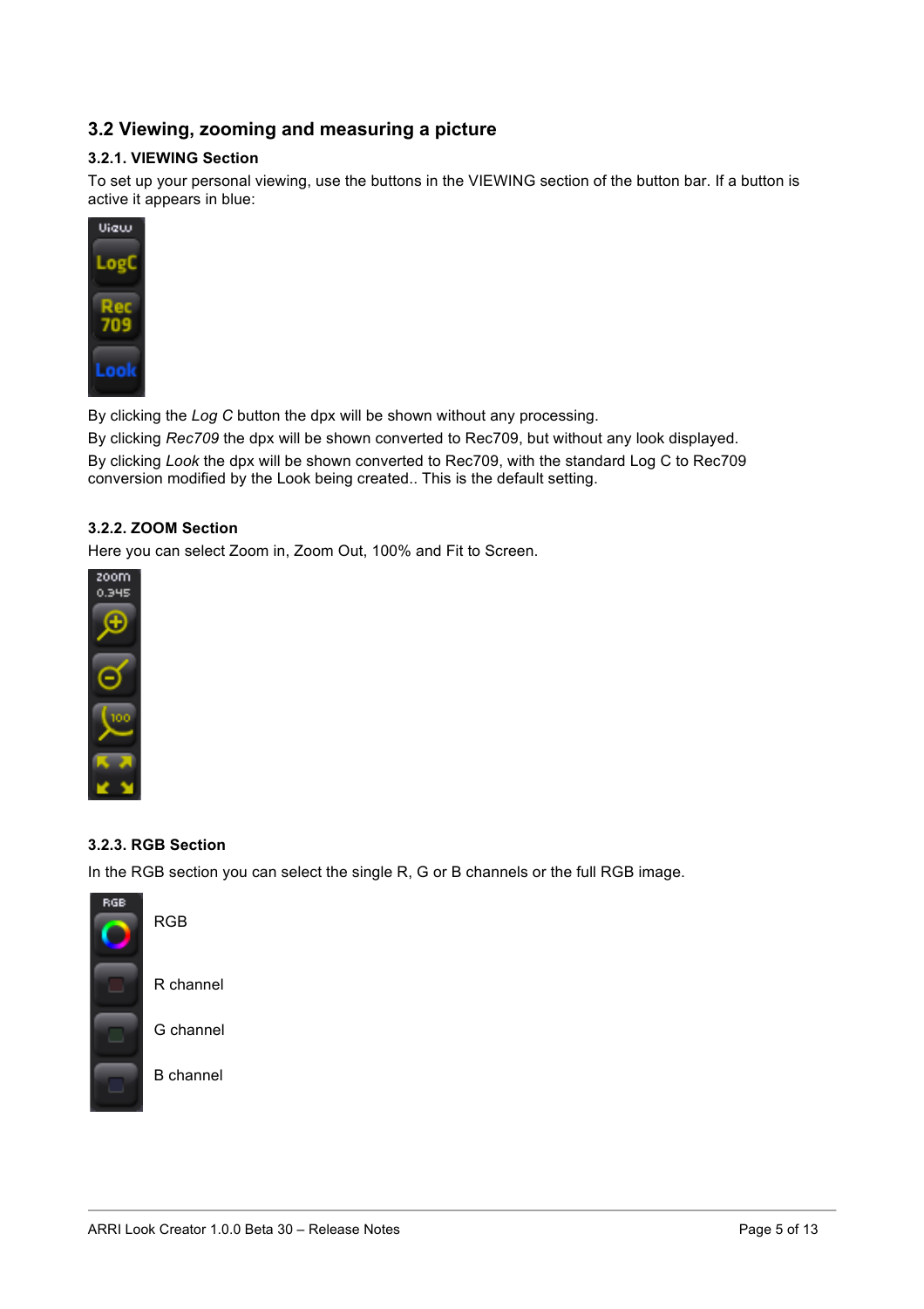## 3.2 Viewing, zooming and measuring a picture

### 3.2.1. VIEWING Section

To set up your personal viewing, use the buttons in the VIEWING section of the button bar. If a button is active it appears in blue:

By clicking the *Log C* button the dpx will be shown without any processing.

By clicking *Rec709* the dpx will be shown converted to Rec709, but without any look displayed.

By clicking *Look* the dpx will be shown converted to Rec709, with the standard Log C to Rec709 conversion modified by the Look being created.. This is the default setting.

### 3.2.2. ZOOM Section

Here you can select Zoom in, Zoom Out, 100% and Fit to Screen.

### 3.2.3. RGB Section

In the RGB section you can select the single R, G or B channels or the full RGB image.

RGB

R channel

G channel

B channel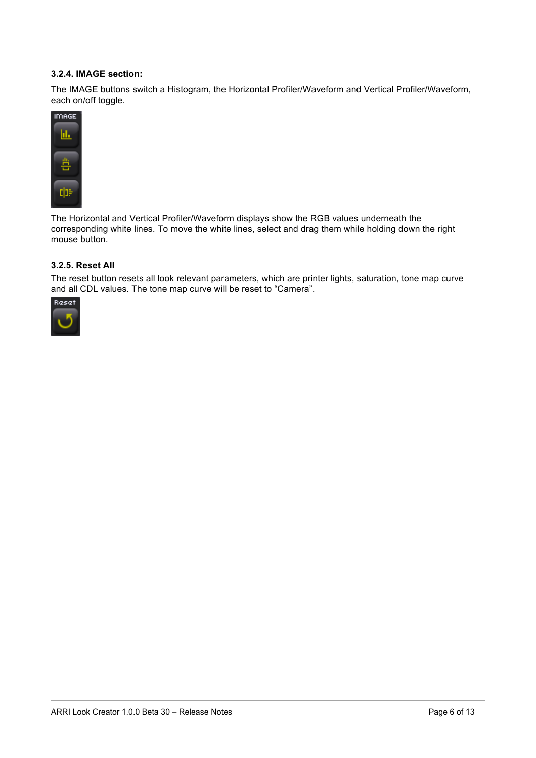### 3.2.4. IMAGE section:

The IMAGE buttons switch a Histogram, the Horizontal Profiler/Waveform and Vertical Profiler/Waveform, each on/off toggle.

The Horizontal and Vertical Profiler/Waveform displays show the RGB values underneath the corresponding white lines. To move the white lines, select and drag them while holding down the right mouse button.

### 3.2.5. Reset All

The reset button resets all look relevant parameters, which are printer lights, saturation, tone map curve and all CDL values. The tone map curve will be reset to “Camera”.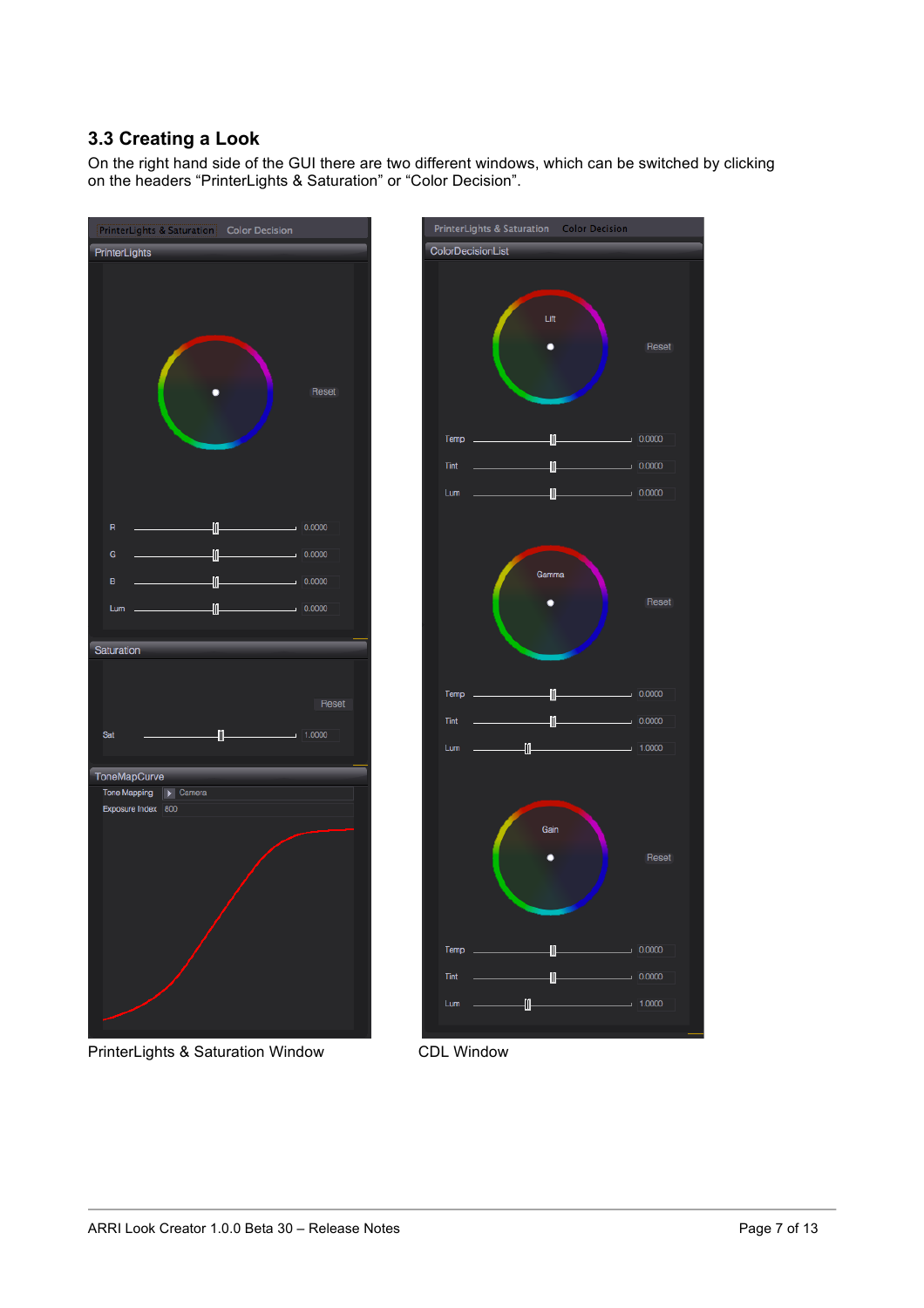## 3.3 Creating a Look

On the right hand side of the GUI there are two different windows, which can be switched by clicking on the headers “PrinterLights & Saturation” or “Color Decision”.

PrinterLights & Saturation Window

CDL Window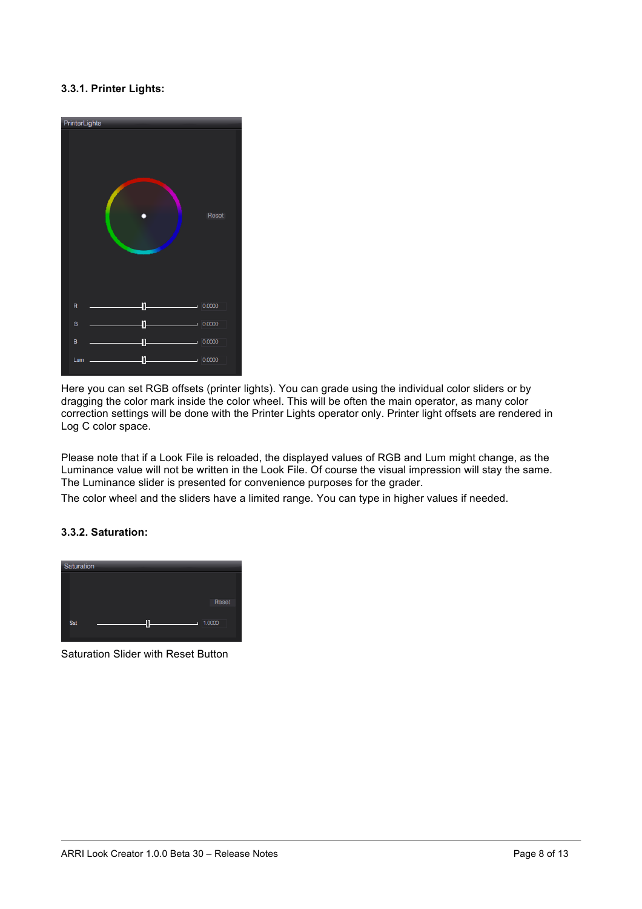### 3.3.1. Printer Lights:

Here you can set RGB offsets (printer lights). You can grade using the individual color sliders or by dragging the color mark inside the color wheel. This will be often the main operator, as many color correction settings will be done with the Printer Lights operator only. Printer light offsets are rendered in Log C color space.

Please note that if a Look File is reloaded, the displayed values of RGB and Lum might change, as the Luminance value will not be written in the Look File. Of course the visual impression will stay the same. The Luminance slider is presented for convenience purposes for the grader.

The color wheel and the sliders have a limited range. You can type in higher values if needed.

### 3.3.2. Saturation:

Saturation Slider with Reset Button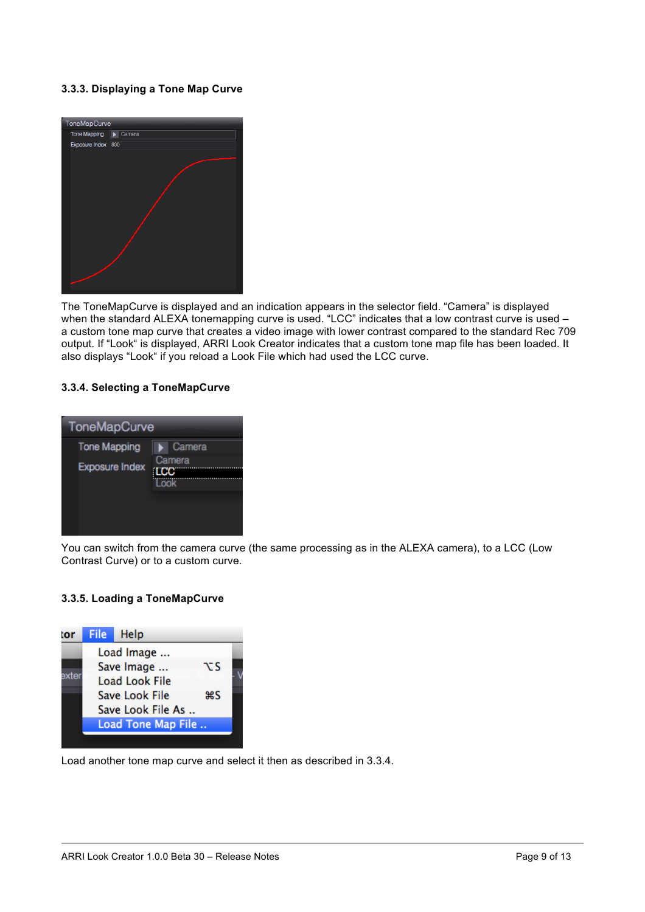### 3.3.3. Displaying a Tone Map Curve

The ToneMapCurve is displayed and an indication appears in the selector field. “Camera” is displayed when the standard ALEXA tonemapping curve is used. “LCC” indicates that a low contrast curve is used – a custom tone map curve that creates a video image with lower contrast compared to the standard Rec 709 output. If “Look“ is displayed, ARRI Look Creator indicates that a custom tone map file has been loaded. It also displays “Look“ if you reload a Look File which had used the LCC curve.

### 3.3.4. Selecting a ToneMapCurve

You can switch from the camera curve (the same processing as in the ALEXA camera), to a LCC (Low Contrast Curve) or to a custom curve.

### 3.3.5. Loading a ToneMapCurve

Load another tone map curve and select it then as described in 3.3.4.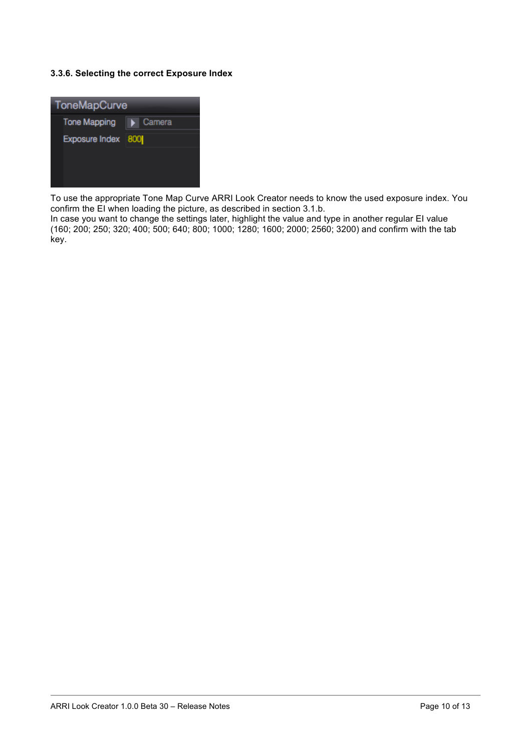### 3.3.6. Selecting the correct Exposure Index

To use the appropriate Tone Map Curve ARRI Look Creator needs to know the used exposure index. You confirm the EI when loading the picture, as described in section 3.1.b.
In case you want to change the settings later, highlight the value and type in another regular EI value (160; 200; 250; 320; 400; 500; 640; 800; 1000; 1280; 1600; 2000; 2560; 3200) and confirm with the tab key.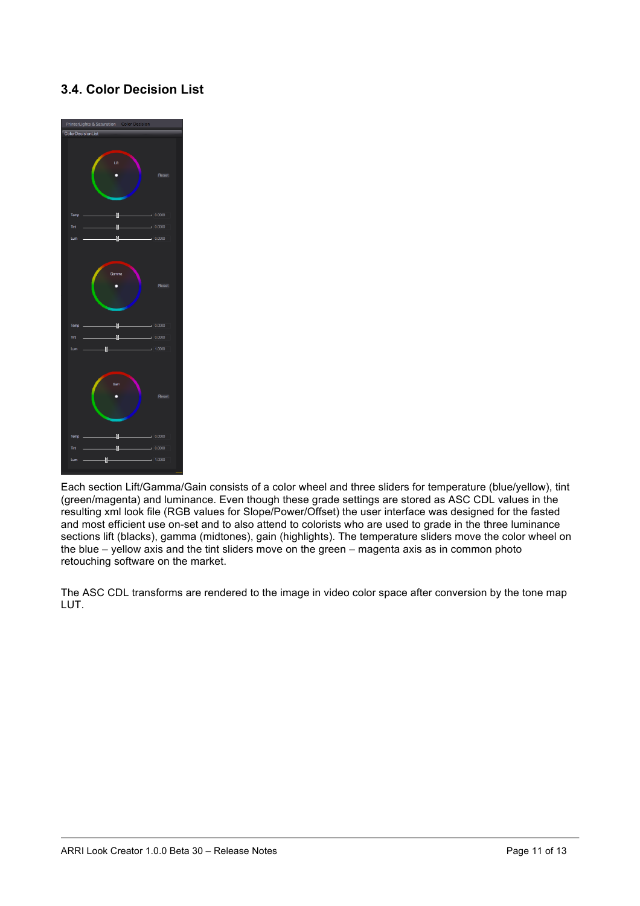## 3.4. Color Decision List

Each section Lift/Gamma/Gain consists of a color wheel and three sliders for temperature (blue/yellow), tint (green/magenta) and luminance. Even though these grade settings are stored as ASC CDL values in the resulting xml look file (RGB values for Slope/Power/Offset) the user interface was designed for the fasted and most efficient use on-set and to also attend to colorists who are used to grade in the three luminance sections lift (blacks), gamma (midtones), gain (highlights). The temperature sliders move the color wheel on the blue – yellow axis and the tint sliders move on the green – magenta axis as in common photo retouching software on the market.

The ASC CDL transforms are rendered to the image in video color space after conversion by the tone map LUT.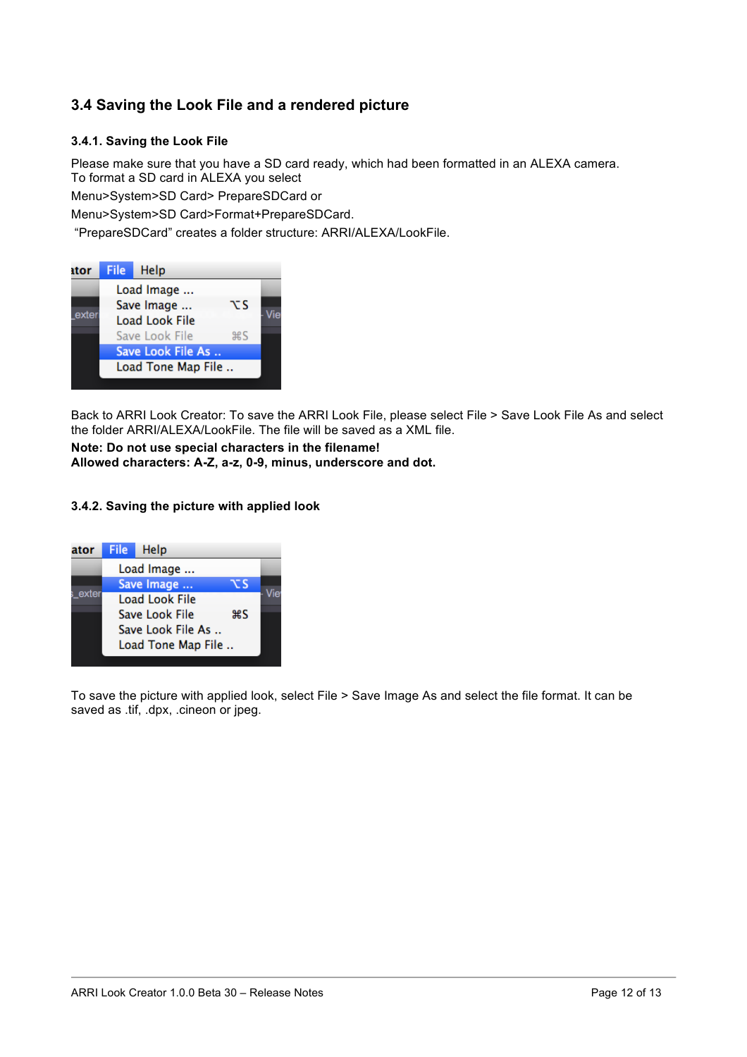## 3.4 Saving the Look File and a rendered picture

### 3.4.1. Saving the Look File

Please make sure that you have a SD card ready, which had been formatted in an ALEXA camera.
To format a SD card in ALEXA you select

Menu>System>SD Card> PrepareSDCard or

Menu>System>SD Card>Format+PrepareSDCard.

"PrepareSDCard" creates a folder structure: ARRI/ALEXA/LookFile.

Back to ARRI Look Creator: To save the ARRI Look File, please select File > Save Look File As and select the folder ARRI/ALEXA/LookFile. The file will be saved as a XML file.

**Note: Do not use special characters in the filename!**
**Allowed characters: A-Z, a-z, 0-9, minus, underscore and dot.**

### 3.4.2. Saving the picture with applied look

To save the picture with applied look, select File > Save Image As and select the file format. It can be saved as .tif, .dpx, .cineon or jpeg.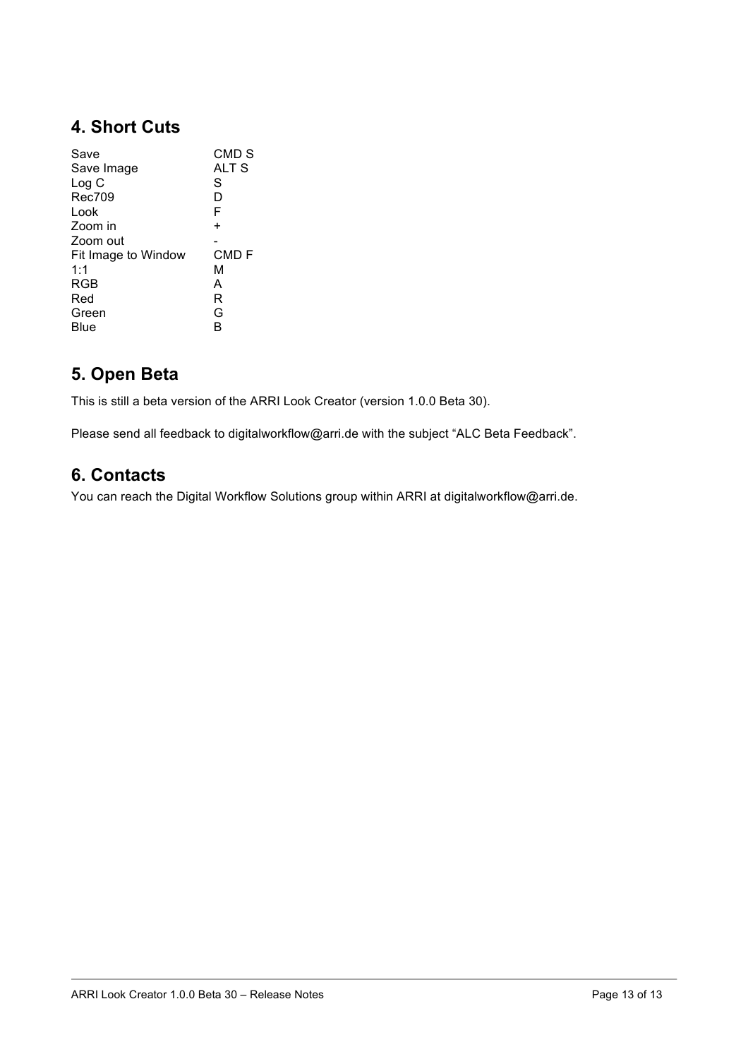## 4. Short Cuts

| | |
|---|---|
| Save | CMD S |
| Save Image | ALT S |
| Log C | S |
| Rec709 | D |
| Look | F |
| Zoom in | + |
| Zoom out | - |
| Fit Image to Window | CMD F |
| 1:1 | M |
| RGB | A |
| Red | R |
| Green | G |
| Blue | B |

## 5. Open Beta

This is still a beta version of the ARRI Look Creator (version 1.0.0 Beta 30).

Please send all feedback to digitalworkflow@arri.de with the subject “ALC Beta Feedback”.

## 6. Contacts

You can reach the Digital Workflow Solutions group within ARRI at digitalworkflow@arri.de.